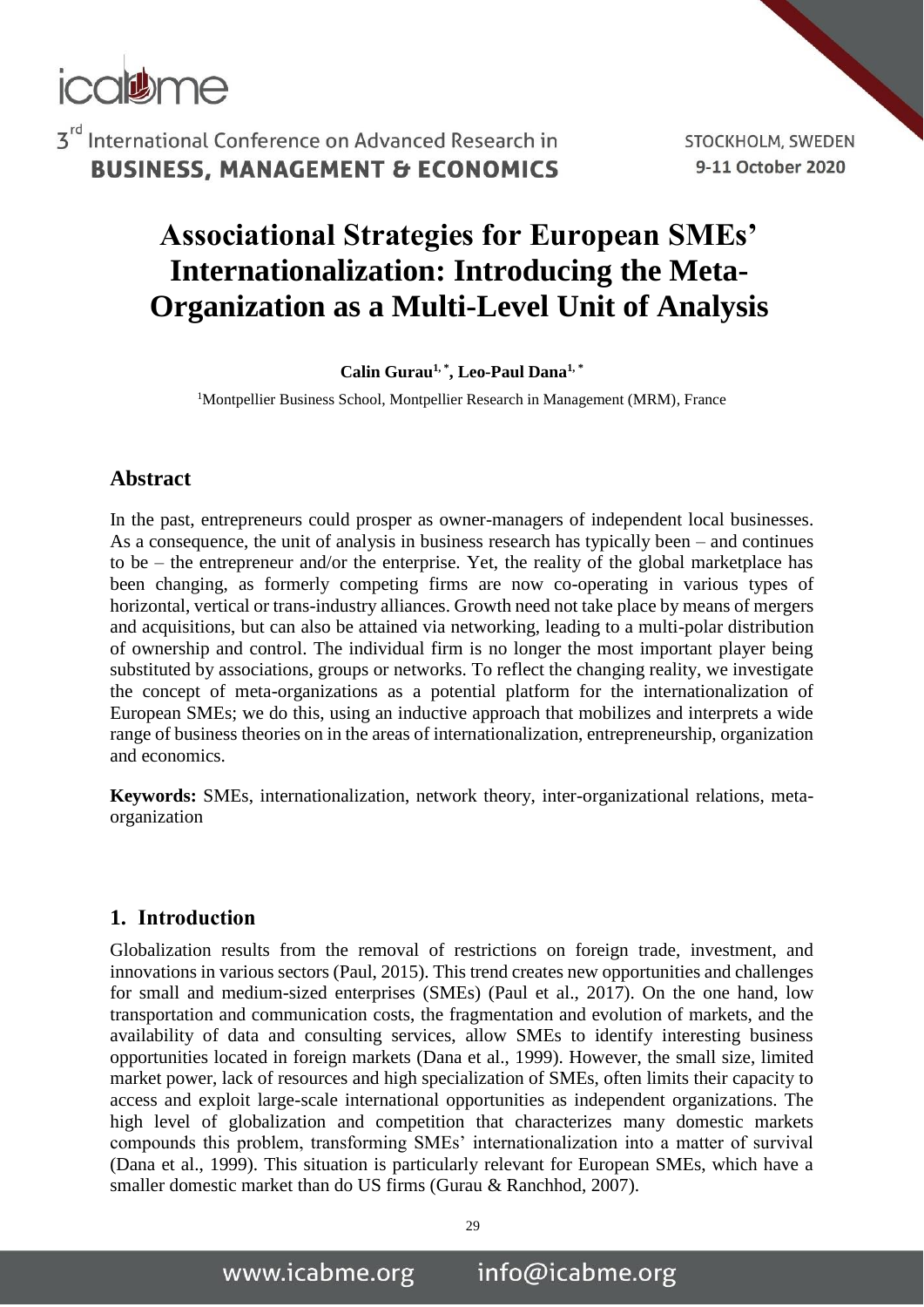# Associational Strategies for European SMEs' Internationalization: Introducing the Meta-Organization as a Multi-Level Unit of Analysis

**Calin Gurau[1,*], Leo-Paul Dana[1,*]**

[1]Montpellier Business School, Montpellier Research in Management (MRM), France

## Abstract

In the past, entrepreneurs could prosper as owner-managers of independent local businesses. As a consequence, the unit of analysis in business research has typically been – and continues to be – the entrepreneur and/or the enterprise. Yet, the reality of the global marketplace has been changing, as formerly competing firms are now co-operating in various types of horizontal, vertical or trans-industry alliances. Growth need not take place by means of mergers and acquisitions, but can also be attained via networking, leading to a multi-polar distribution of ownership and control. The individual firm is no longer the most important player being substituted by associations, groups or networks. To reflect the changing reality, we investigate the concept of meta-organizations as a potential platform for the internationalization of European SMEs; we do this, using an inductive approach that mobilizes and interprets a wide range of business theories on in the areas of internationalization, entrepreneurship, organization and economics.

**Keywords:** SMEs, internationalization, network theory, inter-organizational relations, meta-organization

## 1. Introduction

Globalization results from the removal of restrictions on foreign trade, investment, and innovations in various sectors (Paul, 2015). This trend creates new opportunities and challenges for small and medium-sized enterprises (SMEs) (Paul et al., 2017). On the one hand, low transportation and communication costs, the fragmentation and evolution of markets, and the availability of data and consulting services, allow SMEs to identify interesting business opportunities located in foreign markets (Dana et al., 1999). However, the small size, limited market power, lack of resources and high specialization of SMEs, often limits their capacity to access and exploit large-scale international opportunities as independent organizations. The high level of globalization and competition that characterizes many domestic markets compounds this problem, transforming SMEs' internationalization into a matter of survival (Dana et al., 1999). This situation is particularly relevant for European SMEs, which have a smaller domestic market than do US firms (Gurau & Ranchhod, 2007).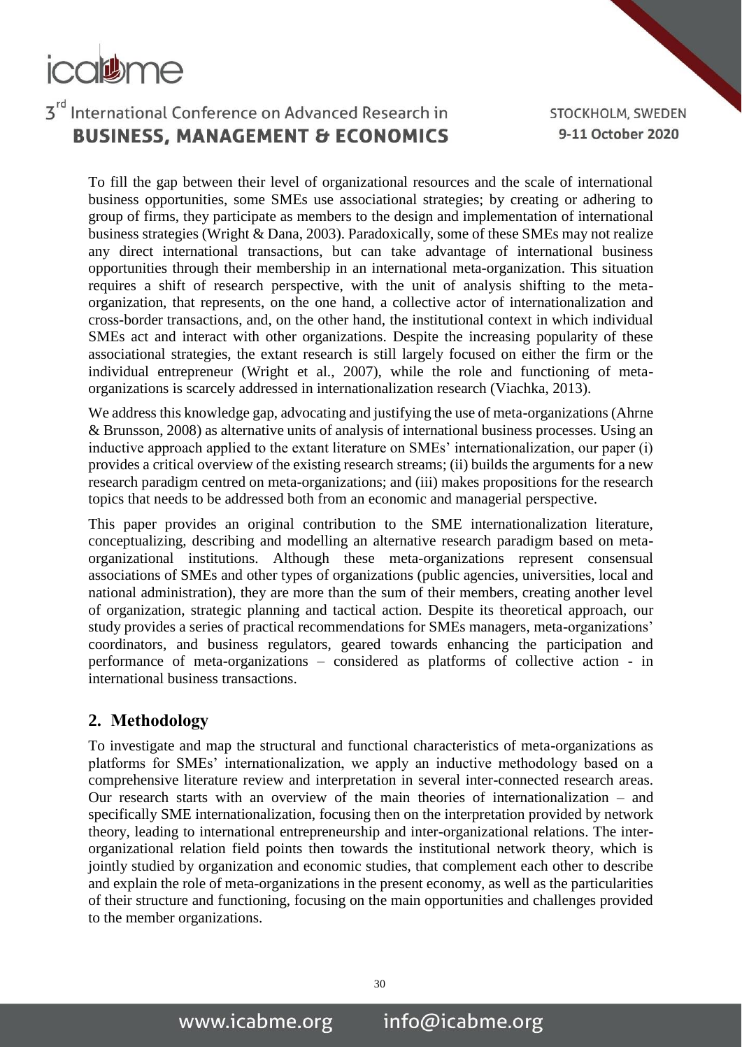To fill the gap between their level of organizational resources and the scale of international business opportunities, some SMEs use associational strategies; by creating or adhering to group of firms, they participate as members to the design and implementation of international business strategies (Wright & Dana, 2003). Paradoxically, some of these SMEs may not realize any direct international transactions, but can take advantage of international business opportunities through their membership in an international meta-organization. This situation requires a shift of research perspective, with the unit of analysis shifting to the meta-organization, that represents, on the one hand, a collective actor of internationalization and cross-border transactions, and, on the other hand, the institutional context in which individual SMEs act and interact with other organizations. Despite the increasing popularity of these associational strategies, the extant research is still largely focused on either the firm or the individual entrepreneur (Wright et al., 2007), while the role and functioning of meta-organizations is scarcely addressed in internationalization research (Viachka, 2013).

We address this knowledge gap, advocating and justifying the use of meta-organizations (Ahrne & Brunsson, 2008) as alternative units of analysis of international business processes. Using an inductive approach applied to the extant literature on SMEs' internationalization, our paper (i) provides a critical overview of the existing research streams; (ii) builds the arguments for a new research paradigm centred on meta-organizations; and (iii) makes propositions for the research topics that needs to be addressed both from an economic and managerial perspective.

This paper provides an original contribution to the SME internationalization literature, conceptualizing, describing and modelling an alternative research paradigm based on meta-organizational institutions. Although these meta-organizations represent consensual associations of SMEs and other types of organizations (public agencies, universities, local and national administration), they are more than the sum of their members, creating another level of organization, strategic planning and tactical action. Despite its theoretical approach, our study provides a series of practical recommendations for SMEs managers, meta-organizations' coordinators, and business regulators, geared towards enhancing the participation and performance of meta-organizations – considered as platforms of collective action - in international business transactions.

## 2. Methodology

To investigate and map the structural and functional characteristics of meta-organizations as platforms for SMEs' internationalization, we apply an inductive methodology based on a comprehensive literature review and interpretation in several inter-connected research areas. Our research starts with an overview of the main theories of internationalization – and specifically SME internationalization, focusing then on the interpretation provided by network theory, leading to international entrepreneurship and inter-organizational relations. The inter-organizational relation field points then towards the institutional network theory, which is jointly studied by organization and economic studies, that complement each other to describe and explain the role of meta-organizations in the present economy, as well as the particularities of their structure and functioning, focusing on the main opportunities and challenges provided to the member organizations.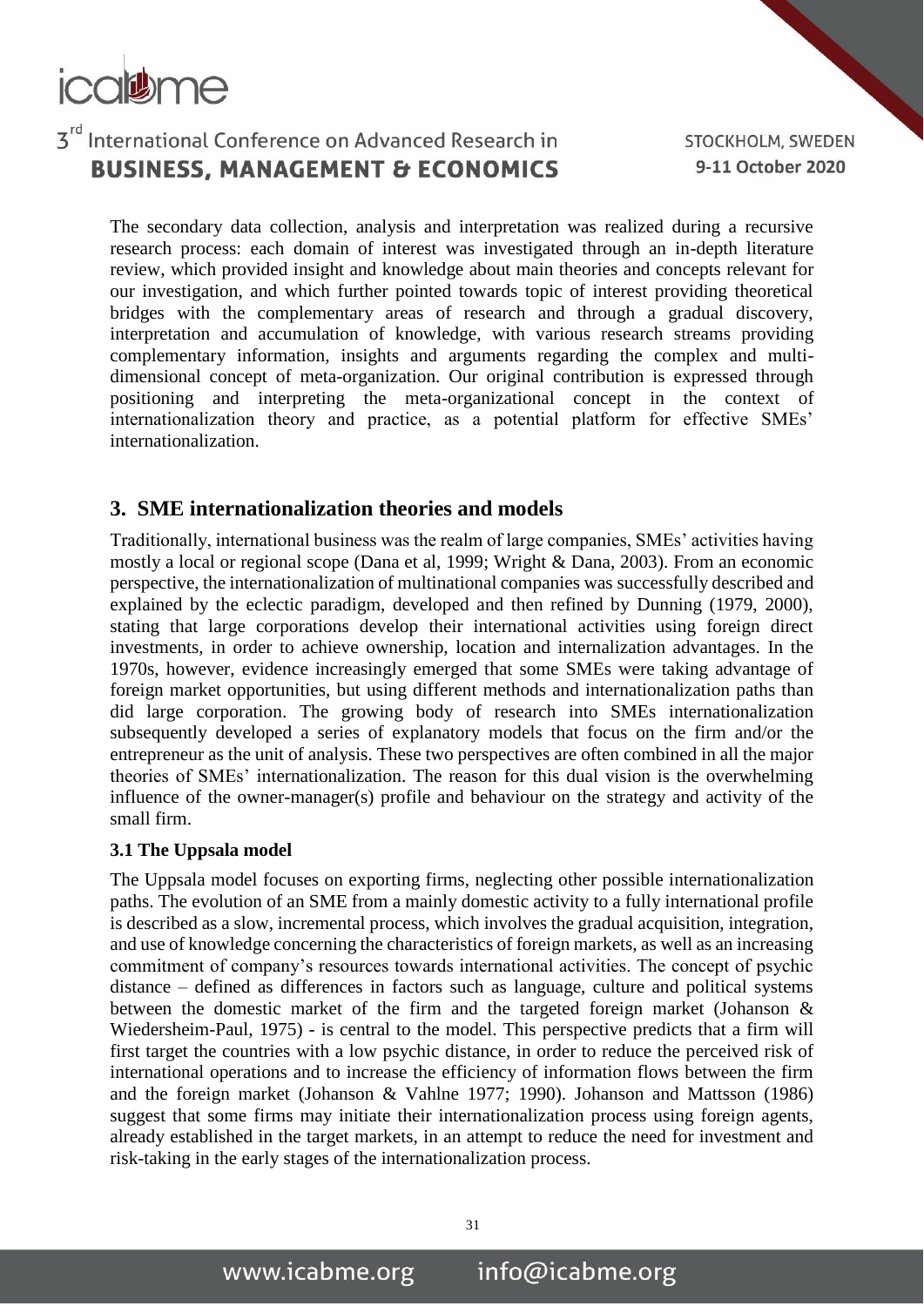The secondary data collection, analysis and interpretation was realized during a recursive research process: each domain of interest was investigated through an in-depth literature review, which provided insight and knowledge about main theories and concepts relevant for our investigation, and which further pointed towards topic of interest providing theoretical bridges with the complementary areas of research and through a gradual discovery, interpretation and accumulation of knowledge, with various research streams providing complementary information, insights and arguments regarding the complex and multi-dimensional concept of meta-organization. Our original contribution is expressed through positioning and interpreting the meta-organizational concept in the context of internationalization theory and practice, as a potential platform for effective SMEs' internationalization.

## 3. SME internationalization theories and models

Traditionally, international business was the realm of large companies, SMEs' activities having mostly a local or regional scope (Dana et al, 1999; Wright & Dana, 2003). From an economic perspective, the internationalization of multinational companies was successfully described and explained by the eclectic paradigm, developed and then refined by Dunning (1979, 2000), stating that large corporations develop their international activities using foreign direct investments, in order to achieve ownership, location and internalization advantages. In the 1970s, however, evidence increasingly emerged that some SMEs were taking advantage of foreign market opportunities, but using different methods and internationalization paths than did large corporation. The growing body of research into SMEs internationalization subsequently developed a series of explanatory models that focus on the firm and/or the entrepreneur as the unit of analysis. These two perspectives are often combined in all the major theories of SMEs' internationalization. The reason for this dual vision is the overwhelming influence of the owner-manager(s) profile and behaviour on the strategy and activity of the small firm.

### 3.1 The Uppsala model

The Uppsala model focuses on exporting firms, neglecting other possible internationalization paths. The evolution of an SME from a mainly domestic activity to a fully international profile is described as a slow, incremental process, which involves the gradual acquisition, integration, and use of knowledge concerning the characteristics of foreign markets, as well as an increasing commitment of company's resources towards international activities. The concept of psychic distance – defined as differences in factors such as language, culture and political systems between the domestic market of the firm and the targeted foreign market (Johanson & Wiedersheim-Paul, 1975) - is central to the model. This perspective predicts that a firm will first target the countries with a low psychic distance, in order to reduce the perceived risk of international operations and to increase the efficiency of information flows between the firm and the foreign market (Johanson & Vahlne 1977; 1990). Johanson and Mattsson (1986) suggest that some firms may initiate their internationalization process using foreign agents, already established in the target markets, in an attempt to reduce the need for investment and risk-taking in the early stages of the internationalization process.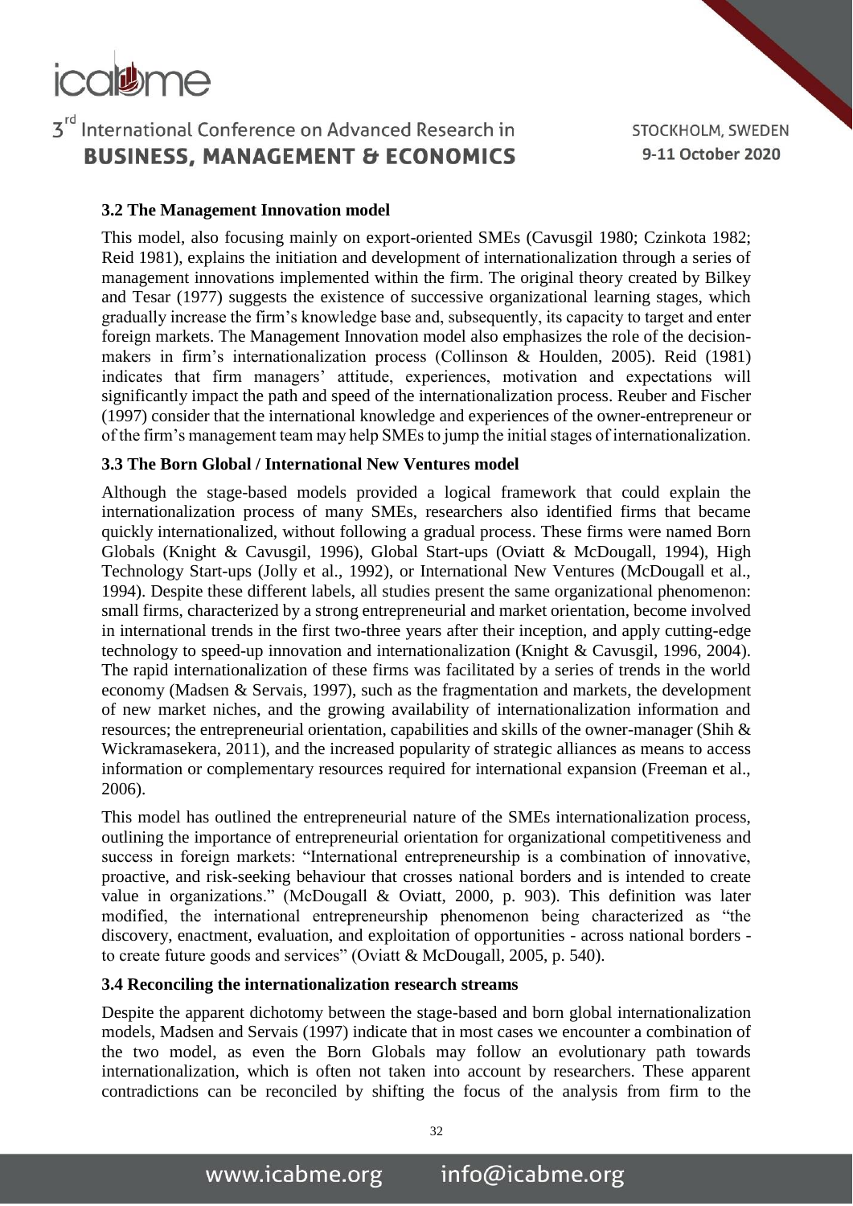### 3.2 The Management Innovation model

This model, also focusing mainly on export-oriented SMEs (Cavusgil 1980; Czinkota 1982; Reid 1981), explains the initiation and development of internationalization through a series of management innovations implemented within the firm. The original theory created by Bilkey and Tesar (1977) suggests the existence of successive organizational learning stages, which gradually increase the firm's knowledge base and, subsequently, its capacity to target and enter foreign markets. The Management Innovation model also emphasizes the role of the decision-makers in firm's internationalization process (Collinson & Houlden, 2005). Reid (1981) indicates that firm managers' attitude, experiences, motivation and expectations will significantly impact the path and speed of the internationalization process. Reuber and Fischer (1997) consider that the international knowledge and experiences of the owner-entrepreneur or of the firm's management team may help SMEs to jump the initial stages of internationalization.

### 3.3 The Born Global / International New Ventures model

Although the stage-based models provided a logical framework that could explain the internationalization process of many SMEs, researchers also identified firms that became quickly internationalized, without following a gradual process. These firms were named Born Globals (Knight & Cavusgil, 1996), Global Start-ups (Oviatt & McDougall, 1994), High Technology Start-ups (Jolly et al., 1992), or International New Ventures (McDougall et al., 1994). Despite these different labels, all studies present the same organizational phenomenon: small firms, characterized by a strong entrepreneurial and market orientation, become involved in international trends in the first two-three years after their inception, and apply cutting-edge technology to speed-up innovation and internationalization (Knight & Cavusgil, 1996, 2004). The rapid internationalization of these firms was facilitated by a series of trends in the world economy (Madsen & Servais, 1997), such as the fragmentation and markets, the development of new market niches, and the growing availability of internationalization information and resources; the entrepreneurial orientation, capabilities and skills of the owner-manager (Shih & Wickramasekera, 2011), and the increased popularity of strategic alliances as means to access information or complementary resources required for international expansion (Freeman et al., 2006).

This model has outlined the entrepreneurial nature of the SMEs internationalization process, outlining the importance of entrepreneurial orientation for organizational competitiveness and success in foreign markets: "International entrepreneurship is a combination of innovative, proactive, and risk-seeking behaviour that crosses national borders and is intended to create value in organizations." (McDougall & Oviatt, 2000, p. 903). This definition was later modified, the international entrepreneurship phenomenon being characterized as "the discovery, enactment, evaluation, and exploitation of opportunities - across national borders - to create future goods and services" (Oviatt & McDougall, 2005, p. 540).

### 3.4 Reconciling the internationalization research streams

Despite the apparent dichotomy between the stage-based and born global internationalization models, Madsen and Servais (1997) indicate that in most cases we encounter a combination of the two model, as even the Born Globals may follow an evolutionary path towards internationalization, which is often not taken into account by researchers. These apparent contradictions can be reconciled by shifting the focus of the analysis from firm to the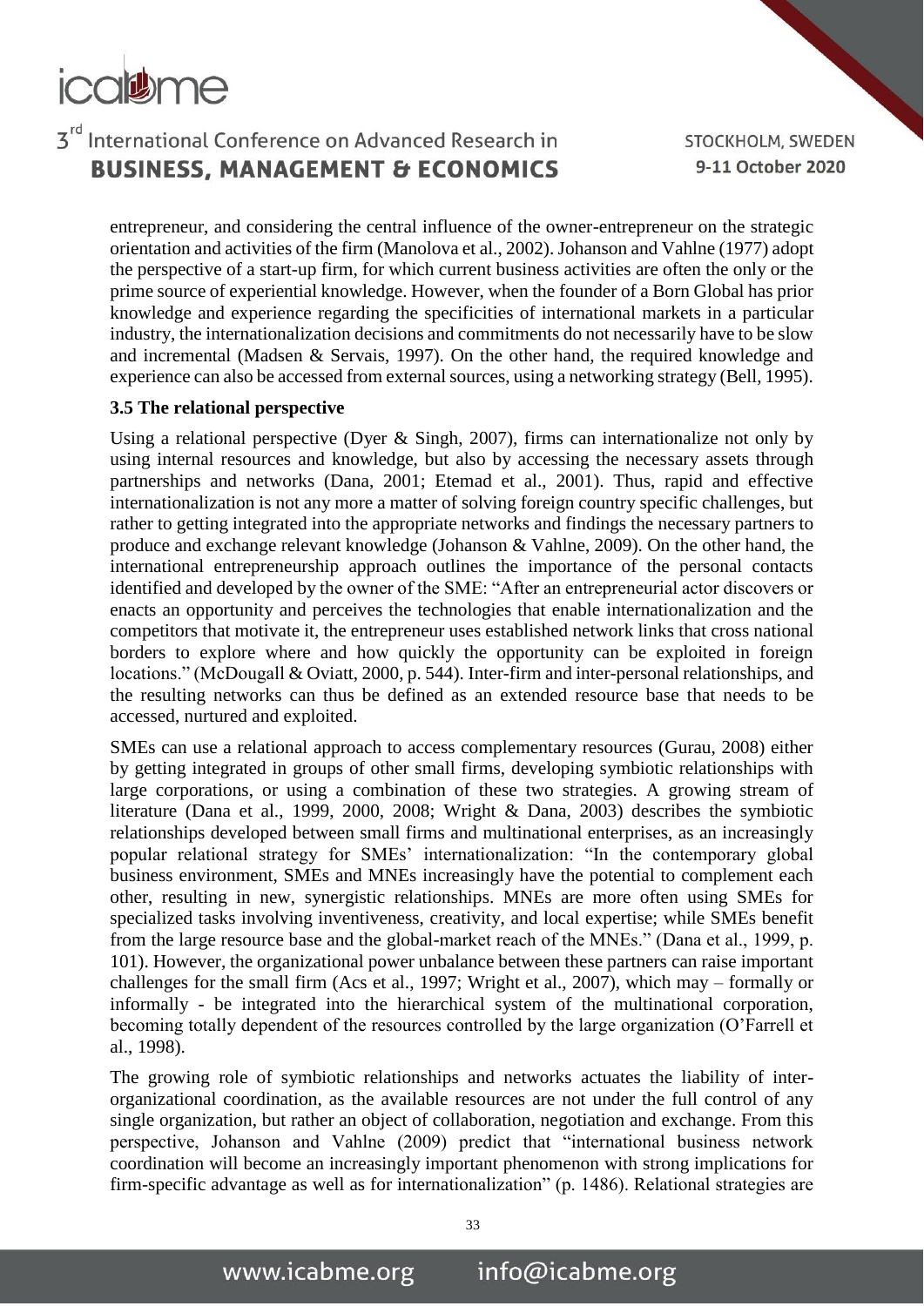entrepreneur, and considering the central influence of the owner-entrepreneur on the strategic orientation and activities of the firm (Manolova et al., 2002). Johanson and Vahlne (1977) adopt the perspective of a start-up firm, for which current business activities are often the only or the prime source of experiential knowledge. However, when the founder of a Born Global has prior knowledge and experience regarding the specificities of international markets in a particular industry, the internationalization decisions and commitments do not necessarily have to be slow and incremental (Madsen & Servais, 1997). On the other hand, the required knowledge and experience can also be accessed from external sources, using a networking strategy (Bell, 1995).

### 3.5 The relational perspective

Using a relational perspective (Dyer & Singh, 2007), firms can internationalize not only by using internal resources and knowledge, but also by accessing the necessary assets through partnerships and networks (Dana, 2001; Etemad et al., 2001). Thus, rapid and effective internationalization is not any more a matter of solving foreign country specific challenges, but rather to getting integrated into the appropriate networks and findings the necessary partners to produce and exchange relevant knowledge (Johanson & Vahlne, 2009). On the other hand, the international entrepreneurship approach outlines the importance of the personal contacts identified and developed by the owner of the SME: "After an entrepreneurial actor discovers or enacts an opportunity and perceives the technologies that enable internationalization and the competitors that motivate it, the entrepreneur uses established network links that cross national borders to explore where and how quickly the opportunity can be exploited in foreign locations." (McDougall & Oviatt, 2000, p. 544). Inter-firm and inter-personal relationships, and the resulting networks can thus be defined as an extended resource base that needs to be accessed, nurtured and exploited.

SMEs can use a relational approach to access complementary resources (Gurau, 2008) either by getting integrated in groups of other small firms, developing symbiotic relationships with large corporations, or using a combination of these two strategies. A growing stream of literature (Dana et al., 1999, 2000, 2008; Wright & Dana, 2003) describes the symbiotic relationships developed between small firms and multinational enterprises, as an increasingly popular relational strategy for SMEs' internationalization: "In the contemporary global business environment, SMEs and MNEs increasingly have the potential to complement each other, resulting in new, synergistic relationships. MNEs are more often using SMEs for specialized tasks involving inventiveness, creativity, and local expertise; while SMEs benefit from the large resource base and the global-market reach of the MNEs." (Dana et al., 1999, p. 101). However, the organizational power unbalance between these partners can raise important challenges for the small firm (Acs et al., 1997; Wright et al., 2007), which may – formally or informally - be integrated into the hierarchical system of the multinational corporation, becoming totally dependent of the resources controlled by the large organization (O'Farrell et al., 1998).

The growing role of symbiotic relationships and networks actuates the liability of inter-organizational coordination, as the available resources are not under the full control of any single organization, but rather an object of collaboration, negotiation and exchange. From this perspective, Johanson and Vahlne (2009) predict that "international business network coordination will become an increasingly important phenomenon with strong implications for firm-specific advantage as well as for internationalization" (p. 1486). Relational strategies are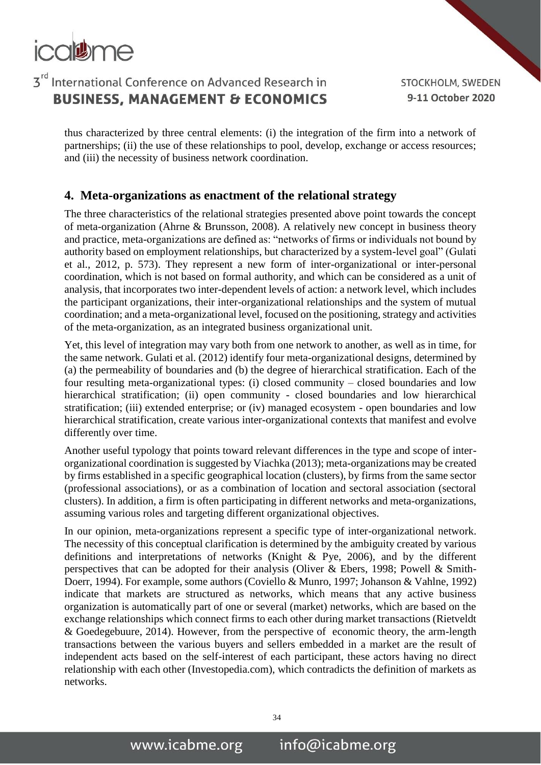thus characterized by three central elements: (i) the integration of the firm into a network of partnerships; (ii) the use of these relationships to pool, develop, exchange or access resources; and (iii) the necessity of business network coordination.

## 4. Meta-organizations as enactment of the relational strategy

The three characteristics of the relational strategies presented above point towards the concept of meta-organization (Ahrne & Brunsson, 2008). A relatively new concept in business theory and practice, meta-organizations are defined as: "networks of firms or individuals not bound by authority based on employment relationships, but characterized by a system-level goal" (Gulati et al., 2012, p. 573). They represent a new form of inter-organizational or inter-personal coordination, which is not based on formal authority, and which can be considered as a unit of analysis, that incorporates two inter-dependent levels of action: a network level, which includes the participant organizations, their inter-organizational relationships and the system of mutual coordination; and a meta-organizational level, focused on the positioning, strategy and activities of the meta-organization, as an integrated business organizational unit.

Yet, this level of integration may vary both from one network to another, as well as in time, for the same network. Gulati et al. (2012) identify four meta-organizational designs, determined by (a) the permeability of boundaries and (b) the degree of hierarchical stratification. Each of the four resulting meta-organizational types: (i) closed community – closed boundaries and low hierarchical stratification; (ii) open community - closed boundaries and low hierarchical stratification; (iii) extended enterprise; or (iv) managed ecosystem - open boundaries and low hierarchical stratification, create various inter-organizational contexts that manifest and evolve differently over time.

Another useful typology that points toward relevant differences in the type and scope of inter-organizational coordination is suggested by Viachka (2013); meta-organizations may be created by firms established in a specific geographical location (clusters), by firms from the same sector (professional associations), or as a combination of location and sectoral association (sectoral clusters). In addition, a firm is often participating in different networks and meta-organizations, assuming various roles and targeting different organizational objectives.

In our opinion, meta-organizations represent a specific type of inter-organizational network. The necessity of this conceptual clarification is determined by the ambiguity created by various definitions and interpretations of networks (Knight & Pye, 2006), and by the different perspectives that can be adopted for their analysis (Oliver & Ebers, 1998; Powell & Smith-Doerr, 1994). For example, some authors (Coviello & Munro, 1997; Johanson & Vahlne, 1992) indicate that markets are structured as networks, which means that any active business organization is automatically part of one or several (market) networks, which are based on the exchange relationships which connect firms to each other during market transactions (Rietveldt & Goedegebuure, 2014). However, from the perspective of economic theory, the arm-length transactions between the various buyers and sellers embedded in a market are the result of independent acts based on the self-interest of each participant, these actors having no direct relationship with each other (Investopedia.com), which contradicts the definition of markets as networks.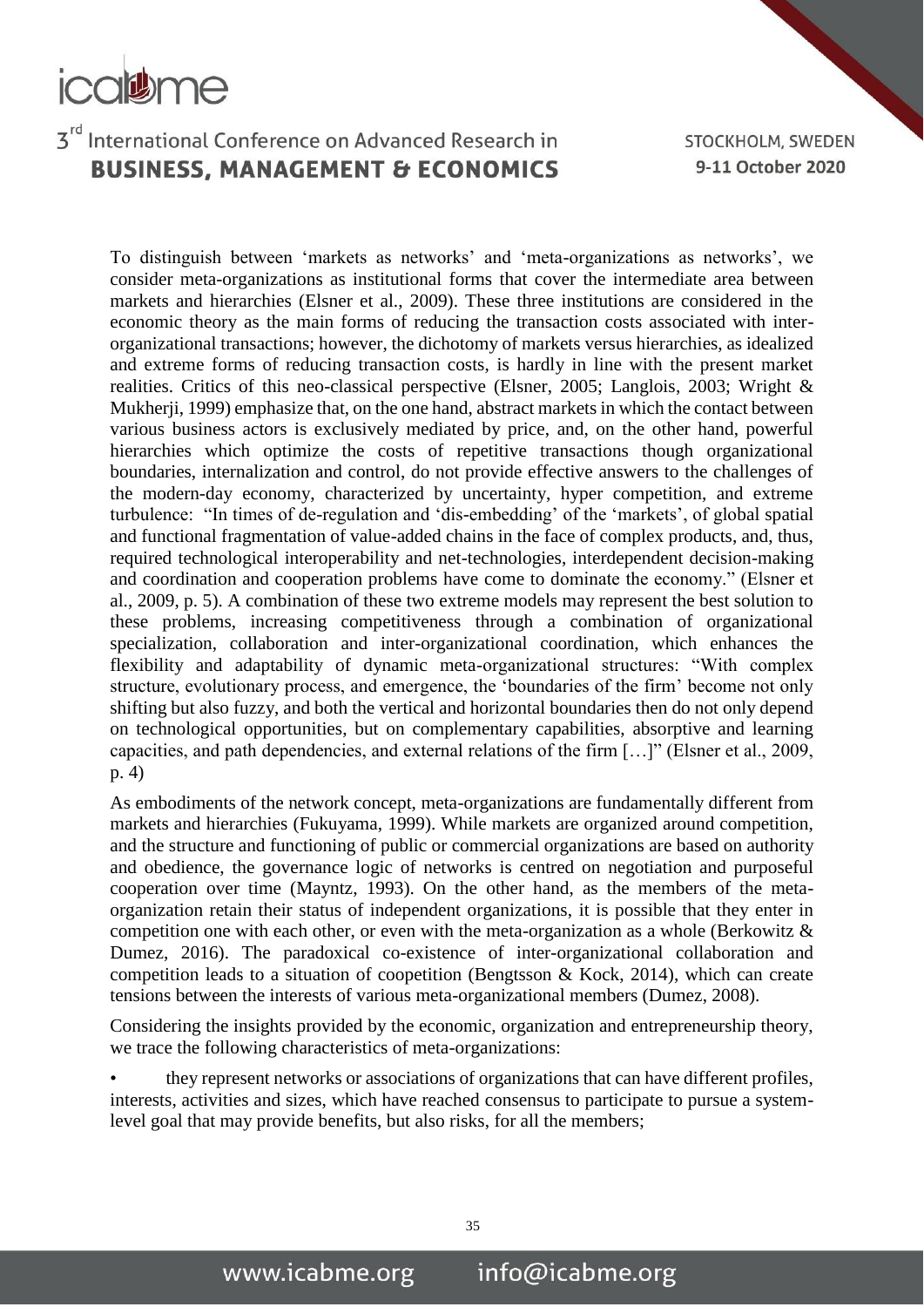To distinguish between 'markets as networks' and 'meta-organizations as networks', we consider meta-organizations as institutional forms that cover the intermediate area between markets and hierarchies (Elsner et al., 2009). These three institutions are considered in the economic theory as the main forms of reducing the transaction costs associated with inter-organizational transactions; however, the dichotomy of markets versus hierarchies, as idealized and extreme forms of reducing transaction costs, is hardly in line with the present market realities. Critics of this neo-classical perspective (Elsner, 2005; Langlois, 2003; Wright & Mukherji, 1999) emphasize that, on the one hand, abstract markets in which the contact between various business actors is exclusively mediated by price, and, on the other hand, powerful hierarchies which optimize the costs of repetitive transactions though organizational boundaries, internalization and control, do not provide effective answers to the challenges of the modern-day economy, characterized by uncertainty, hyper competition, and extreme turbulence: "In times of de-regulation and 'dis-embedding' of the 'markets', of global spatial and functional fragmentation of value-added chains in the face of complex products, and, thus, required technological interoperability and net-technologies, interdependent decision-making and coordination and cooperation problems have come to dominate the economy." (Elsner et al., 2009, p. 5). A combination of these two extreme models may represent the best solution to these problems, increasing competitiveness through a combination of organizational specialization, collaboration and inter-organizational coordination, which enhances the flexibility and adaptability of dynamic meta-organizational structures: "With complex structure, evolutionary process, and emergence, the 'boundaries of the firm' become not only shifting but also fuzzy, and both the vertical and horizontal boundaries then do not only depend on technological opportunities, but on complementary capabilities, absorptive and learning capacities, and path dependencies, and external relations of the firm […]" (Elsner et al., 2009, p. 4)

As embodiments of the network concept, meta-organizations are fundamentally different from markets and hierarchies (Fukuyama, 1999). While markets are organized around competition, and the structure and functioning of public or commercial organizations are based on authority and obedience, the governance logic of networks is centred on negotiation and purposeful cooperation over time (Mayntz, 1993). On the other hand, as the members of the meta-organization retain their status of independent organizations, it is possible that they enter in competition one with each other, or even with the meta-organization as a whole (Berkowitz & Dumez, 2016). The paradoxical co-existence of inter-organizational collaboration and competition leads to a situation of coopetition (Bengtsson & Kock, 2014), which can create tensions between the interests of various meta-organizational members (Dumez, 2008).

Considering the insights provided by the economic, organization and entrepreneurship theory, we trace the following characteristics of meta-organizations:

- they represent networks or associations of organizations that can have different profiles, interests, activities and sizes, which have reached consensus to participate to pursue a system-level goal that may provide benefits, but also risks, for all the members;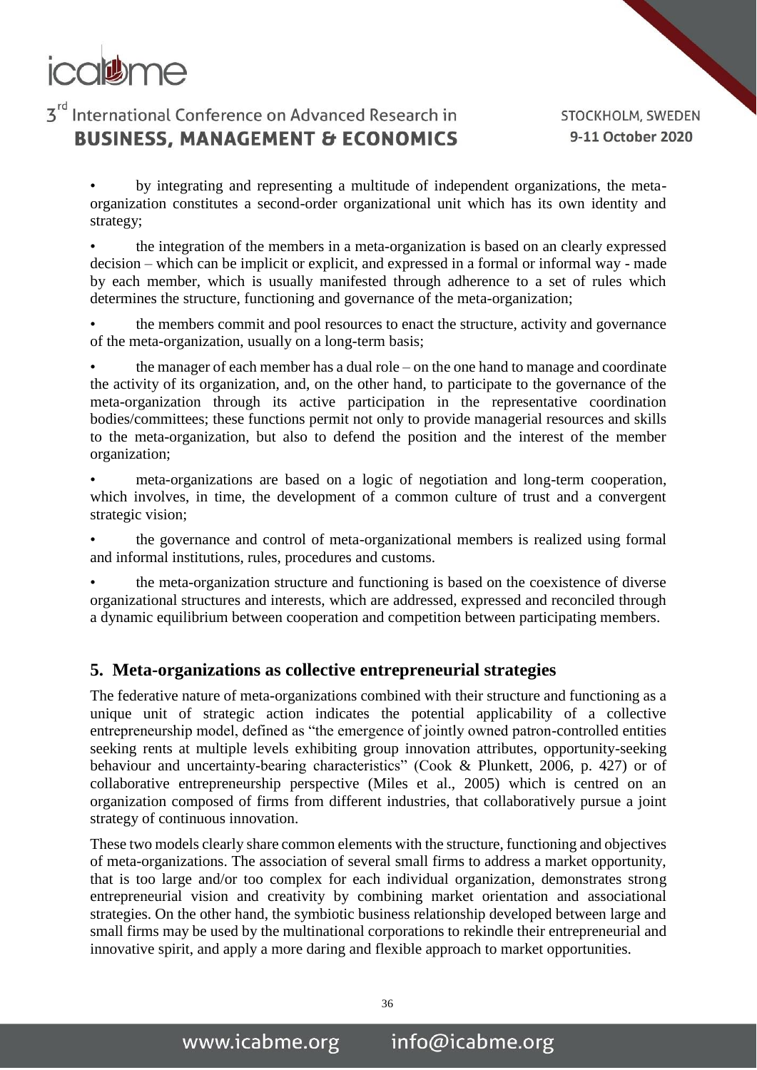- by integrating and representing a multitude of independent organizations, the meta-organization constitutes a second-order organizational unit which has its own identity and strategy;
- the integration of the members in a meta-organization is based on an clearly expressed decision – which can be implicit or explicit, and expressed in a formal or informal way - made by each member, which is usually manifested through adherence to a set of rules which determines the structure, functioning and governance of the meta-organization;
- the members commit and pool resources to enact the structure, activity and governance of the meta-organization, usually on a long-term basis;
- the manager of each member has a dual role – on the one hand to manage and coordinate the activity of its organization, and, on the other hand, to participate to the governance of the meta-organization through its active participation in the representative coordination bodies/committees; these functions permit not only to provide managerial resources and skills to the meta-organization, but also to defend the position and the interest of the member organization;
- meta-organizations are based on a logic of negotiation and long-term cooperation, which involves, in time, the development of a common culture of trust and a convergent strategic vision;
- the governance and control of meta-organizational members is realized using formal and informal institutions, rules, procedures and customs.
- the meta-organization structure and functioning is based on the coexistence of diverse organizational structures and interests, which are addressed, expressed and reconciled through a dynamic equilibrium between cooperation and competition between participating members.

## 5. Meta-organizations as collective entrepreneurial strategies

The federative nature of meta-organizations combined with their structure and functioning as a unique unit of strategic action indicates the potential applicability of a collective entrepreneurship model, defined as "the emergence of jointly owned patron-controlled entities seeking rents at multiple levels exhibiting group innovation attributes, opportunity-seeking behaviour and uncertainty-bearing characteristics" (Cook & Plunkett, 2006, p. 427) or of collaborative entrepreneurship perspective (Miles et al., 2005) which is centred on an organization composed of firms from different industries, that collaboratively pursue a joint strategy of continuous innovation.

These two models clearly share common elements with the structure, functioning and objectives of meta-organizations. The association of several small firms to address a market opportunity, that is too large and/or too complex for each individual organization, demonstrates strong entrepreneurial vision and creativity by combining market orientation and associational strategies. On the other hand, the symbiotic business relationship developed between large and small firms may be used by the multinational corporations to rekindle their entrepreneurial and innovative spirit, and apply a more daring and flexible approach to market opportunities.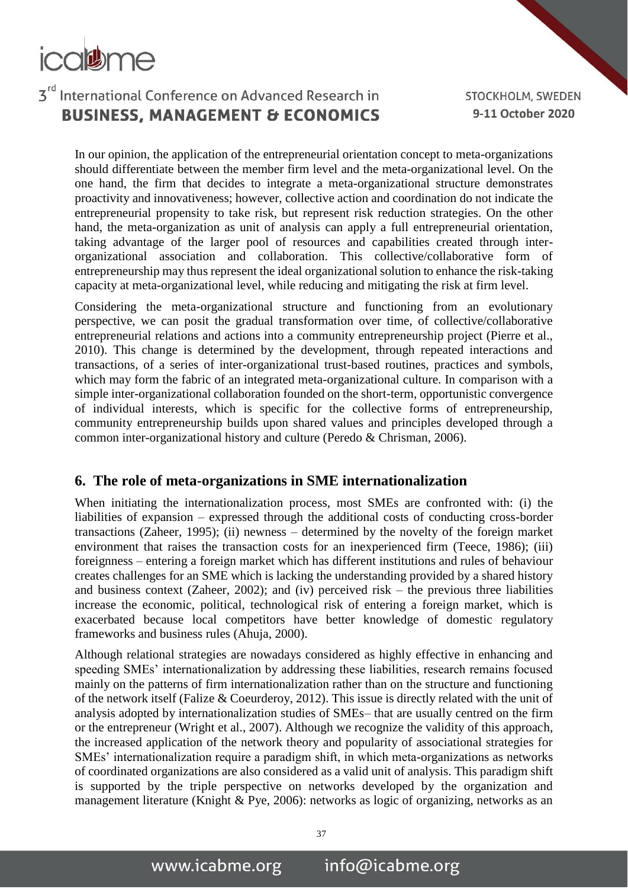In our opinion, the application of the entrepreneurial orientation concept to meta-organizations should differentiate between the member firm level and the meta-organizational level. On the one hand, the firm that decides to integrate a meta-organizational structure demonstrates proactivity and innovativeness; however, collective action and coordination do not indicate the entrepreneurial propensity to take risk, but represent risk reduction strategies. On the other hand, the meta-organization as unit of analysis can apply a full entrepreneurial orientation, taking advantage of the larger pool of resources and capabilities created through inter-organizational association and collaboration. This collective/collaborative form of entrepreneurship may thus represent the ideal organizational solution to enhance the risk-taking capacity at meta-organizational level, while reducing and mitigating the risk at firm level.

Considering the meta-organizational structure and functioning from an evolutionary perspective, we can posit the gradual transformation over time, of collective/collaborative entrepreneurial relations and actions into a community entrepreneurship project (Pierre et al., 2010). This change is determined by the development, through repeated interactions and transactions, of a series of inter-organizational trust-based routines, practices and symbols, which may form the fabric of an integrated meta-organizational culture. In comparison with a simple inter-organizational collaboration founded on the short-term, opportunistic convergence of individual interests, which is specific for the collective forms of entrepreneurship, community entrepreneurship builds upon shared values and principles developed through a common inter-organizational history and culture (Peredo & Chrisman, 2006).

## 6. The role of meta-organizations in SME internationalization

When initiating the internationalization process, most SMEs are confronted with: (i) the liabilities of expansion – expressed through the additional costs of conducting cross-border transactions (Zaheer, 1995); (ii) newness – determined by the novelty of the foreign market environment that raises the transaction costs for an inexperienced firm (Teece, 1986); (iii) foreignness – entering a foreign market which has different institutions and rules of behaviour creates challenges for an SME which is lacking the understanding provided by a shared history and business context (Zaheer, 2002); and (iv) perceived risk – the previous three liabilities increase the economic, political, technological risk of entering a foreign market, which is exacerbated because local competitors have better knowledge of domestic regulatory frameworks and business rules (Ahuja, 2000).

Although relational strategies are nowadays considered as highly effective in enhancing and speeding SMEs' internationalization by addressing these liabilities, research remains focused mainly on the patterns of firm internationalization rather than on the structure and functioning of the network itself (Falize & Coeurderoy, 2012). This issue is directly related with the unit of analysis adopted by internationalization studies of SMEs– that are usually centred on the firm or the entrepreneur (Wright et al., 2007). Although we recognize the validity of this approach, the increased application of the network theory and popularity of associational strategies for SMEs' internationalization require a paradigm shift, in which meta-organizations as networks of coordinated organizations are also considered as a valid unit of analysis. This paradigm shift is supported by the triple perspective on networks developed by the organization and management literature (Knight & Pye, 2006): networks as logic of organizing, networks as an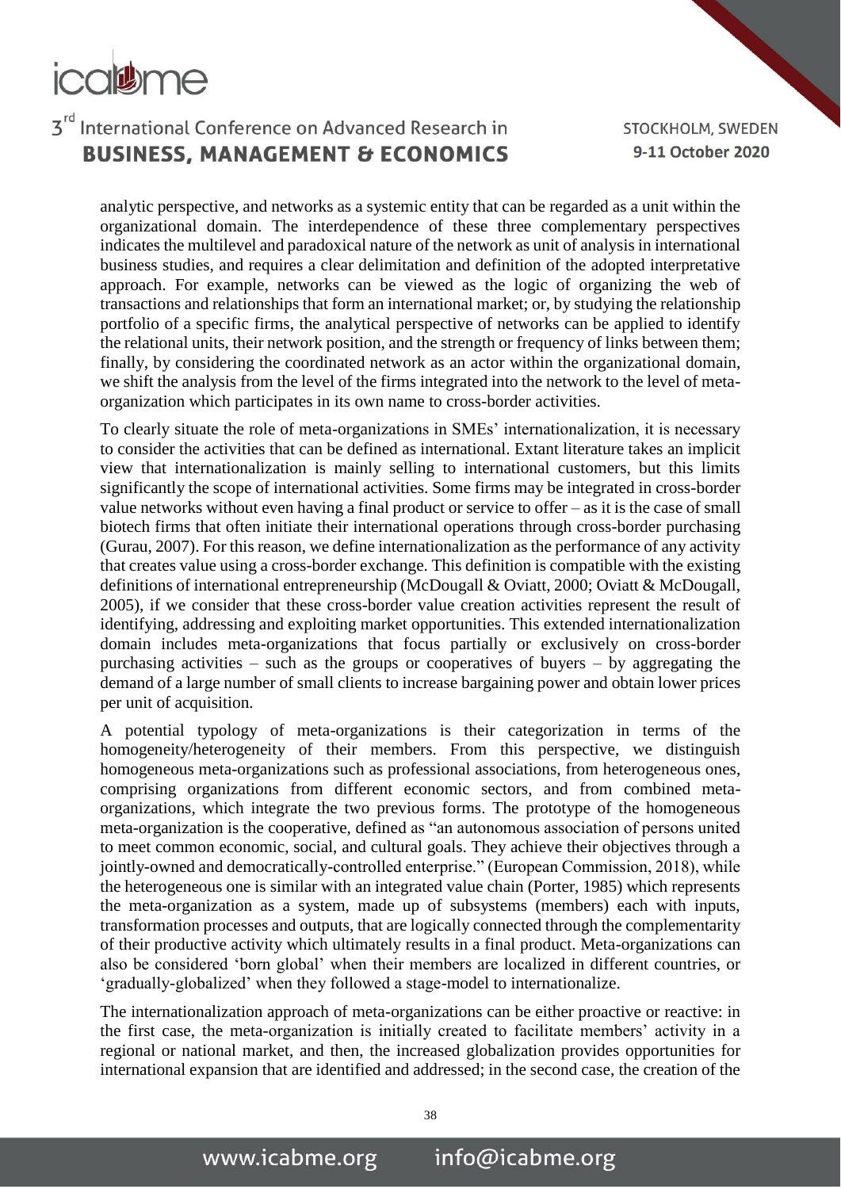analytic perspective, and networks as a systemic entity that can be regarded as a unit within the organizational domain. The interdependence of these three complementary perspectives indicates the multilevel and paradoxical nature of the network as unit of analysis in international business studies, and requires a clear delimitation and definition of the adopted interpretative approach. For example, networks can be viewed as the logic of organizing the web of transactions and relationships that form an international market; or, by studying the relationship portfolio of a specific firms, the analytical perspective of networks can be applied to identify the relational units, their network position, and the strength or frequency of links between them; finally, by considering the coordinated network as an actor within the organizational domain, we shift the analysis from the level of the firms integrated into the network to the level of meta-organization which participates in its own name to cross-border activities.

To clearly situate the role of meta-organizations in SMEs' internationalization, it is necessary to consider the activities that can be defined as international. Extant literature takes an implicit view that internationalization is mainly selling to international customers, but this limits significantly the scope of international activities. Some firms may be integrated in cross-border value networks without even having a final product or service to offer – as it is the case of small biotech firms that often initiate their international operations through cross-border purchasing (Gurau, 2007). For this reason, we define internationalization as the performance of any activity that creates value using a cross-border exchange. This definition is compatible with the existing definitions of international entrepreneurship (McDougall & Oviatt, 2000; Oviatt & McDougall, 2005), if we consider that these cross-border value creation activities represent the result of identifying, addressing and exploiting market opportunities. This extended internationalization domain includes meta-organizations that focus partially or exclusively on cross-border purchasing activities – such as the groups or cooperatives of buyers – by aggregating the demand of a large number of small clients to increase bargaining power and obtain lower prices per unit of acquisition.

A potential typology of meta-organizations is their categorization in terms of the homogeneity/heterogeneity of their members. From this perspective, we distinguish homogeneous meta-organizations such as professional associations, from heterogeneous ones, comprising organizations from different economic sectors, and from combined meta-organizations, which integrate the two previous forms. The prototype of the homogeneous meta-organization is the cooperative, defined as "an autonomous association of persons united to meet common economic, social, and cultural goals. They achieve their objectives through a jointly-owned and democratically-controlled enterprise." (European Commission, 2018), while the heterogeneous one is similar with an integrated value chain (Porter, 1985) which represents the meta-organization as a system, made up of subsystems (members) each with inputs, transformation processes and outputs, that are logically connected through the complementarity of their productive activity which ultimately results in a final product. Meta-organizations can also be considered 'born global' when their members are localized in different countries, or 'gradually-globalized' when they followed a stage-model to internationalize.

The internationalization approach of meta-organizations can be either proactive or reactive: in the first case, the meta-organization is initially created to facilitate members' activity in a regional or national market, and then, the increased globalization provides opportunities for international expansion that are identified and addressed; in the second case, the creation of the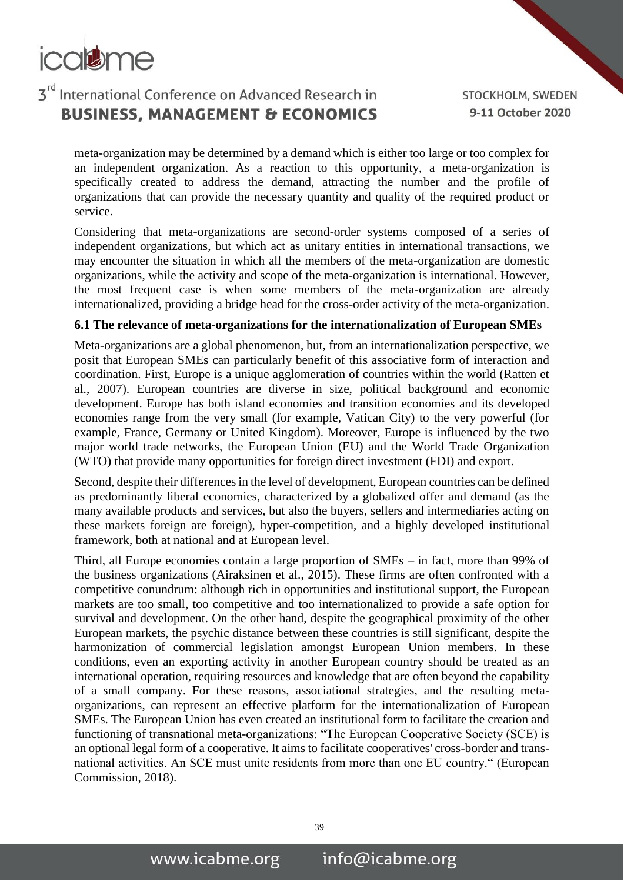meta-organization may be determined by a demand which is either too large or too complex for an independent organization. As a reaction to this opportunity, a meta-organization is specifically created to address the demand, attracting the number and the profile of organizations that can provide the necessary quantity and quality of the required product or service.

Considering that meta-organizations are second-order systems composed of a series of independent organizations, but which act as unitary entities in international transactions, we may encounter the situation in which all the members of the meta-organization are domestic organizations, while the activity and scope of the meta-organization is international. However, the most frequent case is when some members of the meta-organization are already internationalized, providing a bridge head for the cross-order activity of the meta-organization.

### 6.1 The relevance of meta-organizations for the internationalization of European SMEs

Meta-organizations are a global phenomenon, but, from an internationalization perspective, we posit that European SMEs can particularly benefit of this associative form of interaction and coordination. First, Europe is a unique agglomeration of countries within the world (Ratten et al., 2007). European countries are diverse in size, political background and economic development. Europe has both island economies and transition economies and its developed economies range from the very small (for example, Vatican City) to the very powerful (for example, France, Germany or United Kingdom). Moreover, Europe is influenced by the two major world trade networks, the European Union (EU) and the World Trade Organization (WTO) that provide many opportunities for foreign direct investment (FDI) and export.

Second, despite their differences in the level of development, European countries can be defined as predominantly liberal economies, characterized by a globalized offer and demand (as the many available products and services, but also the buyers, sellers and intermediaries acting on these markets foreign are foreign), hyper-competition, and a highly developed institutional framework, both at national and at European level.

Third, all Europe economies contain a large proportion of SMEs – in fact, more than 99% of the business organizations (Airaksinen et al., 2015). These firms are often confronted with a competitive conundrum: although rich in opportunities and institutional support, the European markets are too small, too competitive and too internationalized to provide a safe option for survival and development. On the other hand, despite the geographical proximity of the other European markets, the psychic distance between these countries is still significant, despite the harmonization of commercial legislation amongst European Union members. In these conditions, even an exporting activity in another European country should be treated as an international operation, requiring resources and knowledge that are often beyond the capability of a small company. For these reasons, associational strategies, and the resulting meta-organizations, can represent an effective platform for the internationalization of European SMEs. The European Union has even created an institutional form to facilitate the creation and functioning of transnational meta-organizations: "The European Cooperative Society (SCE) is an optional legal form of a cooperative. It aims to facilitate cooperatives' cross-border and trans-national activities. An SCE must unite residents from more than one EU country." (European Commission, 2018).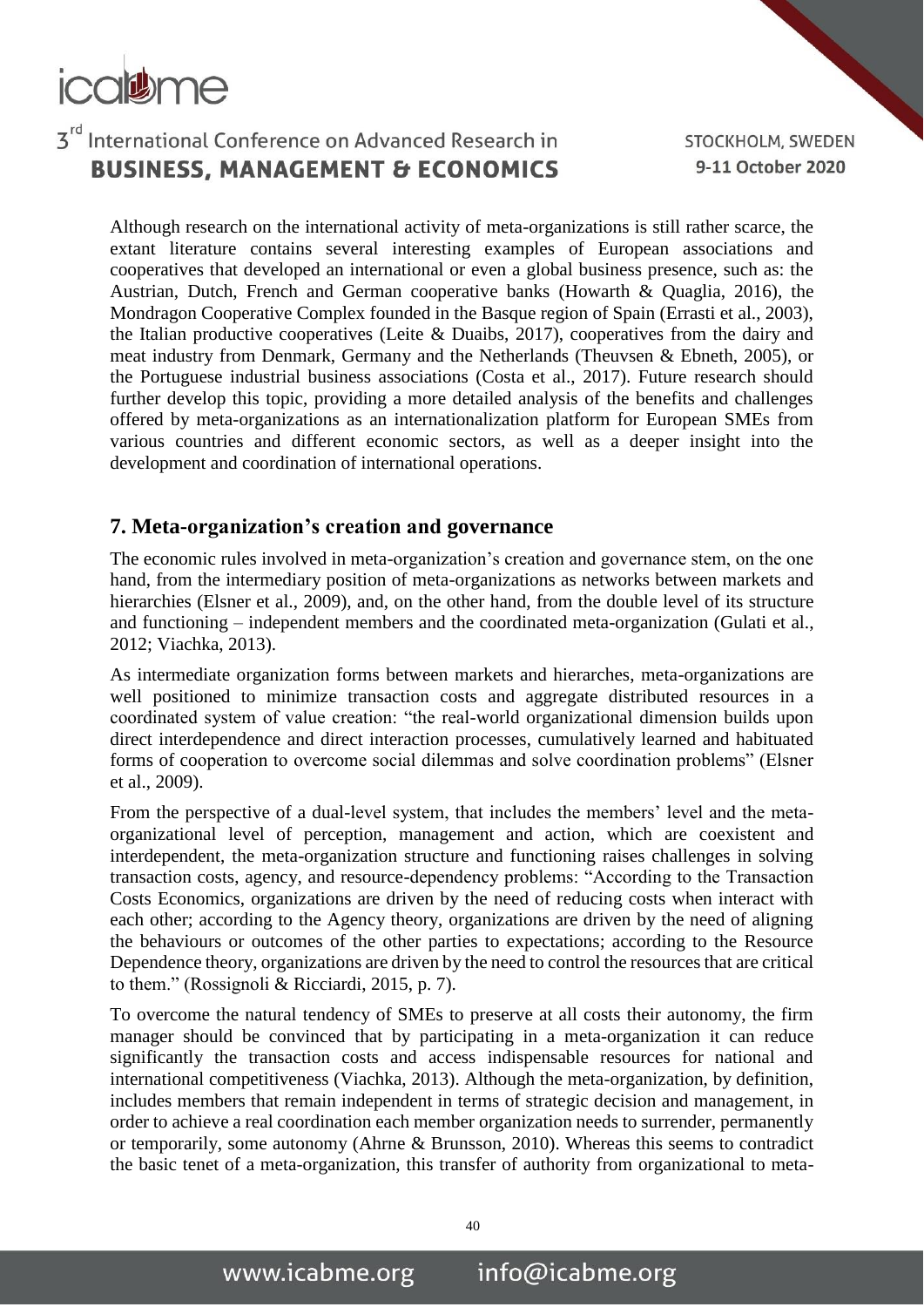Although research on the international activity of meta-organizations is still rather scarce, the extant literature contains several interesting examples of European associations and cooperatives that developed an international or even a global business presence, such as: the Austrian, Dutch, French and German cooperative banks (Howarth & Quaglia, 2016), the Mondragon Cooperative Complex founded in the Basque region of Spain (Errasti et al., 2003), the Italian productive cooperatives (Leite & Duaibs, 2017), cooperatives from the dairy and meat industry from Denmark, Germany and the Netherlands (Theuvsen & Ebneth, 2005), or the Portuguese industrial business associations (Costa et al., 2017). Future research should further develop this topic, providing a more detailed analysis of the benefits and challenges offered by meta-organizations as an internationalization platform for European SMEs from various countries and different economic sectors, as well as a deeper insight into the development and coordination of international operations.

## 7. Meta-organization's creation and governance

The economic rules involved in meta-organization's creation and governance stem, on the one hand, from the intermediary position of meta-organizations as networks between markets and hierarchies (Elsner et al., 2009), and, on the other hand, from the double level of its structure and functioning – independent members and the coordinated meta-organization (Gulati et al., 2012; Viachka, 2013).

As intermediate organization forms between markets and hierarches, meta-organizations are well positioned to minimize transaction costs and aggregate distributed resources in a coordinated system of value creation: "the real-world organizational dimension builds upon direct interdependence and direct interaction processes, cumulatively learned and habituated forms of cooperation to overcome social dilemmas and solve coordination problems" (Elsner et al., 2009).

From the perspective of a dual-level system, that includes the members' level and the meta-organizational level of perception, management and action, which are coexistent and interdependent, the meta-organization structure and functioning raises challenges in solving transaction costs, agency, and resource-dependency problems: "According to the Transaction Costs Economics, organizations are driven by the need of reducing costs when interact with each other; according to the Agency theory, organizations are driven by the need of aligning the behaviours or outcomes of the other parties to expectations; according to the Resource Dependence theory, organizations are driven by the need to control the resources that are critical to them." (Rossignoli & Ricciardi, 2015, p. 7).

To overcome the natural tendency of SMEs to preserve at all costs their autonomy, the firm manager should be convinced that by participating in a meta-organization it can reduce significantly the transaction costs and access indispensable resources for national and international competitiveness (Viachka, 2013). Although the meta-organization, by definition, includes members that remain independent in terms of strategic decision and management, in order to achieve a real coordination each member organization needs to surrender, permanently or temporarily, some autonomy (Ahrne & Brunsson, 2010). Whereas this seems to contradict the basic tenet of a meta-organization, this transfer of authority from organizational to meta-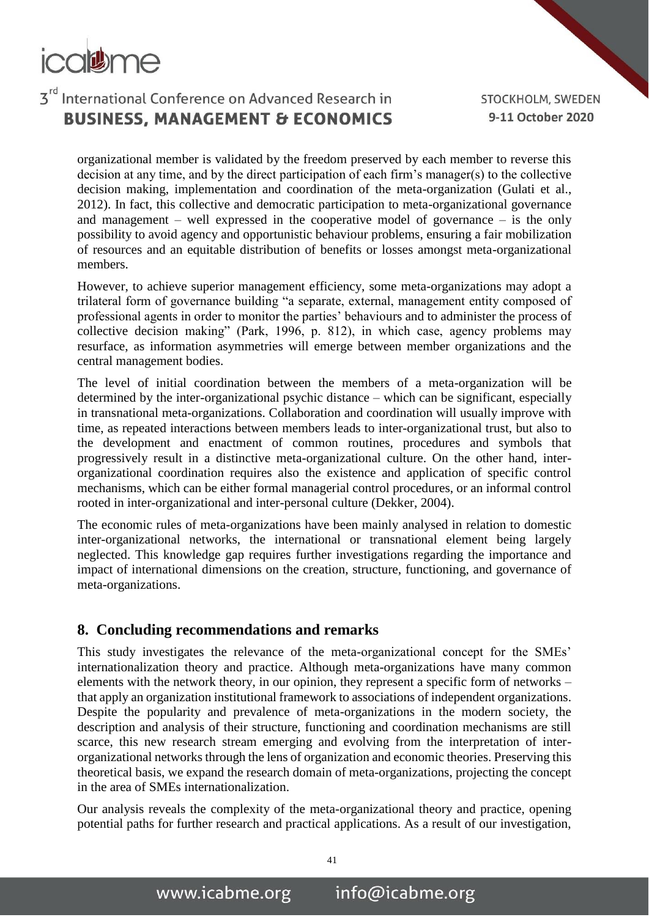organizational member is validated by the freedom preserved by each member to reverse this decision at any time, and by the direct participation of each firm's manager(s) to the collective decision making, implementation and coordination of the meta-organization (Gulati et al., 2012). In fact, this collective and democratic participation to meta-organizational governance and management – well expressed in the cooperative model of governance – is the only possibility to avoid agency and opportunistic behaviour problems, ensuring a fair mobilization of resources and an equitable distribution of benefits or losses amongst meta-organizational members.

However, to achieve superior management efficiency, some meta-organizations may adopt a trilateral form of governance building "a separate, external, management entity composed of professional agents in order to monitor the parties' behaviours and to administer the process of collective decision making" (Park, 1996, p. 812), in which case, agency problems may resurface, as information asymmetries will emerge between member organizations and the central management bodies.

The level of initial coordination between the members of a meta-organization will be determined by the inter-organizational psychic distance – which can be significant, especially in transnational meta-organizations. Collaboration and coordination will usually improve with time, as repeated interactions between members leads to inter-organizational trust, but also to the development and enactment of common routines, procedures and symbols that progressively result in a distinctive meta-organizational culture. On the other hand, inter-organizational coordination requires also the existence and application of specific control mechanisms, which can be either formal managerial control procedures, or an informal control rooted in inter-organizational and inter-personal culture (Dekker, 2004).

The economic rules of meta-organizations have been mainly analysed in relation to domestic inter-organizational networks, the international or transnational element being largely neglected. This knowledge gap requires further investigations regarding the importance and impact of international dimensions on the creation, structure, functioning, and governance of meta-organizations.

## 8. Concluding recommendations and remarks

This study investigates the relevance of the meta-organizational concept for the SMEs' internationalization theory and practice. Although meta-organizations have many common elements with the network theory, in our opinion, they represent a specific form of networks – that apply an organization institutional framework to associations of independent organizations. Despite the popularity and prevalence of meta-organizations in the modern society, the description and analysis of their structure, functioning and coordination mechanisms are still scarce, this new research stream emerging and evolving from the interpretation of inter-organizational networks through the lens of organization and economic theories. Preserving this theoretical basis, we expand the research domain of meta-organizations, projecting the concept in the area of SMEs internationalization.

Our analysis reveals the complexity of the meta-organizational theory and practice, opening potential paths for further research and practical applications. As a result of our investigation,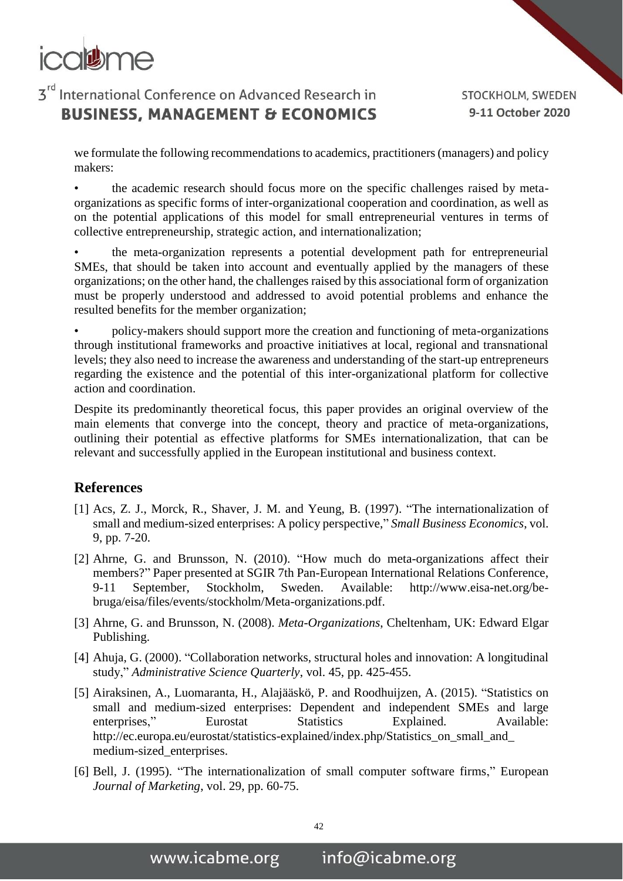we formulate the following recommendations to academics, practitioners (managers) and policy makers:

- the academic research should focus more on the specific challenges raised by meta-organizations as specific forms of inter-organizational cooperation and coordination, as well as on the potential applications of this model for small entrepreneurial ventures in terms of collective entrepreneurship, strategic action, and internationalization;
- the meta-organization represents a potential development path for entrepreneurial SMEs, that should be taken into account and eventually applied by the managers of these organizations; on the other hand, the challenges raised by this associational form of organization must be properly understood and addressed to avoid potential problems and enhance the resulted benefits for the member organization;
- policy-makers should support more the creation and functioning of meta-organizations through institutional frameworks and proactive initiatives at local, regional and transnational levels; they also need to increase the awareness and understanding of the start-up entrepreneurs regarding the existence and the potential of this inter-organizational platform for collective action and coordination.

Despite its predominantly theoretical focus, this paper provides an original overview of the main elements that converge into the concept, theory and practice of meta-organizations, outlining their potential as effective platforms for SMEs internationalization, that can be relevant and successfully applied in the European institutional and business context.

## References

[1] Acs, Z. J., Morck, R., Shaver, J. M. and Yeung, B. (1997). "The internationalization of small and medium-sized enterprises: A policy perspective," *Small Business Economics*, vol. 9, pp. 7-20.

[2] Ahrne, G. and Brunsson, N. (2010). "How much do meta-organizations affect their members?" Paper presented at SGIR 7th Pan-European International Relations Conference, 9-11 September, Stockholm, Sweden. Available: http://www.eisa-net.org/be-bruga/eisa/files/events/stockholm/Meta-organizations.pdf.

[3] Ahrne, G. and Brunsson, N. (2008). *Meta-Organizations*, Cheltenham, UK: Edward Elgar Publishing.

[4] Ahuja, G. (2000). "Collaboration networks, structural holes and innovation: A longitudinal study," *Administrative Science Quarterly*, vol. 45, pp. 425-455.

[5] Airaksinen, A., Luomaranta, H., Alajääskö, P. and Roodhuijzen, A. (2015). "Statistics on small and medium-sized enterprises: Dependent and independent SMEs and large enterprises," Eurostat Statistics Explained. Available: http://ec.europa.eu/eurostat/statistics-explained/index.php/Statistics_on_small_and_medium-sized_enterprises.

[6] Bell, J. (1995). "The internationalization of small computer software firms," European *Journal of Marketing*, vol. 29, pp. 60-75.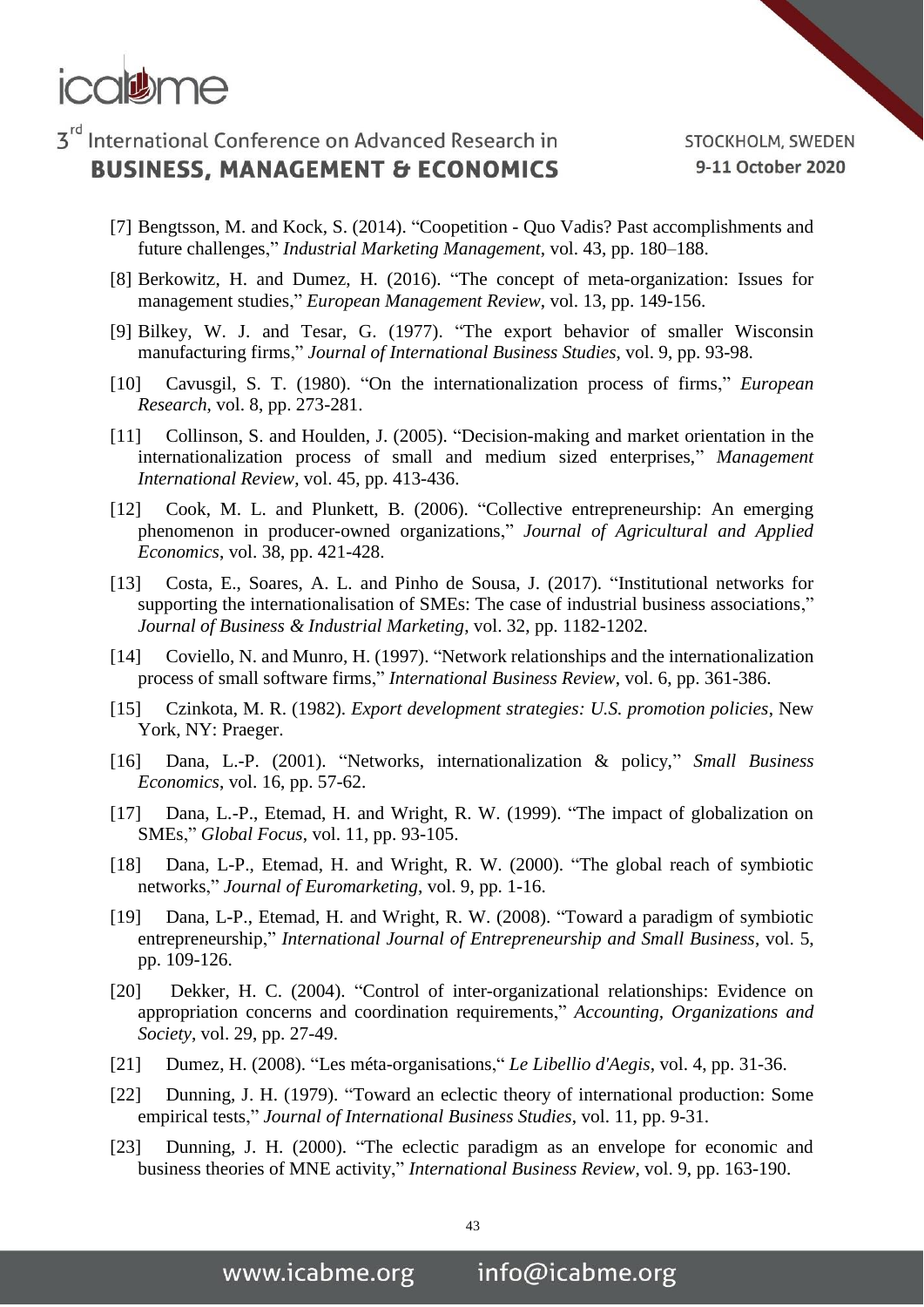[7] Bengtsson, M. and Kock, S. (2014). "Coopetition - Quo Vadis? Past accomplishments and future challenges," *Industrial Marketing Management*, vol. 43, pp. 180–188.

[8] Berkowitz, H. and Dumez, H. (2016). "The concept of meta-organization: Issues for management studies," *European Management Review*, vol. 13, pp. 149-156.

[9] Bilkey, W. J. and Tesar, G. (1977). "The export behavior of smaller Wisconsin manufacturing firms," *Journal of International Business Studies*, vol. 9, pp. 93-98.

[10] Cavusgil, S. T. (1980). "On the internationalization process of firms," *European Research*, vol. 8, pp. 273-281.

[11] Collinson, S. and Houlden, J. (2005). "Decision-making and market orientation in the internationalization process of small and medium sized enterprises," *Management International Review*, vol. 45, pp. 413-436.

[12] Cook, M. L. and Plunkett, B. (2006). "Collective entrepreneurship: An emerging phenomenon in producer-owned organizations," *Journal of Agricultural and Applied Economics*, vol. 38, pp. 421-428.

[13] Costa, E., Soares, A. L. and Pinho de Sousa, J. (2017). "Institutional networks for supporting the internationalisation of SMEs: The case of industrial business associations," *Journal of Business & Industrial Marketing*, vol. 32, pp. 1182-1202.

[14] Coviello, N. and Munro, H. (1997). "Network relationships and the internationalization process of small software firms," *International Business Review*, vol. 6, pp. 361-386.

[15] Czinkota, M. R. (1982). *Export development strategies: U.S. promotion policies*, New York, NY: Praeger.

[16] Dana, L.-P. (2001). "Networks, internationalization & policy," *Small Business Economics*, vol. 16, pp. 57-62.

[17] Dana, L.-P., Etemad, H. and Wright, R. W. (1999). "The impact of globalization on SMEs," *Global Focus*, vol. 11, pp. 93-105.

[18] Dana, L-P., Etemad, H. and Wright, R. W. (2000). "The global reach of symbiotic networks," *Journal of Euromarketing*, vol. 9, pp. 1-16.

[19] Dana, L-P., Etemad, H. and Wright, R. W. (2008). "Toward a paradigm of symbiotic entrepreneurship," *International Journal of Entrepreneurship and Small Business*, vol. 5, pp. 109-126.

[20] Dekker, H. C. (2004). "Control of inter-organizational relationships: Evidence on appropriation concerns and coordination requirements," *Accounting, Organizations and Society*, vol. 29, pp. 27-49.

[21] Dumez, H. (2008). "Les méta-organisations," *Le Libellio d'Aegis*, vol. 4, pp. 31-36.

[22] Dunning, J. H. (1979). "Toward an eclectic theory of international production: Some empirical tests," *Journal of International Business Studies*, vol. 11, pp. 9-31.

[23] Dunning, J. H. (2000). "The eclectic paradigm as an envelope for economic and business theories of MNE activity," *International Business Review*, vol. 9, pp. 163-190.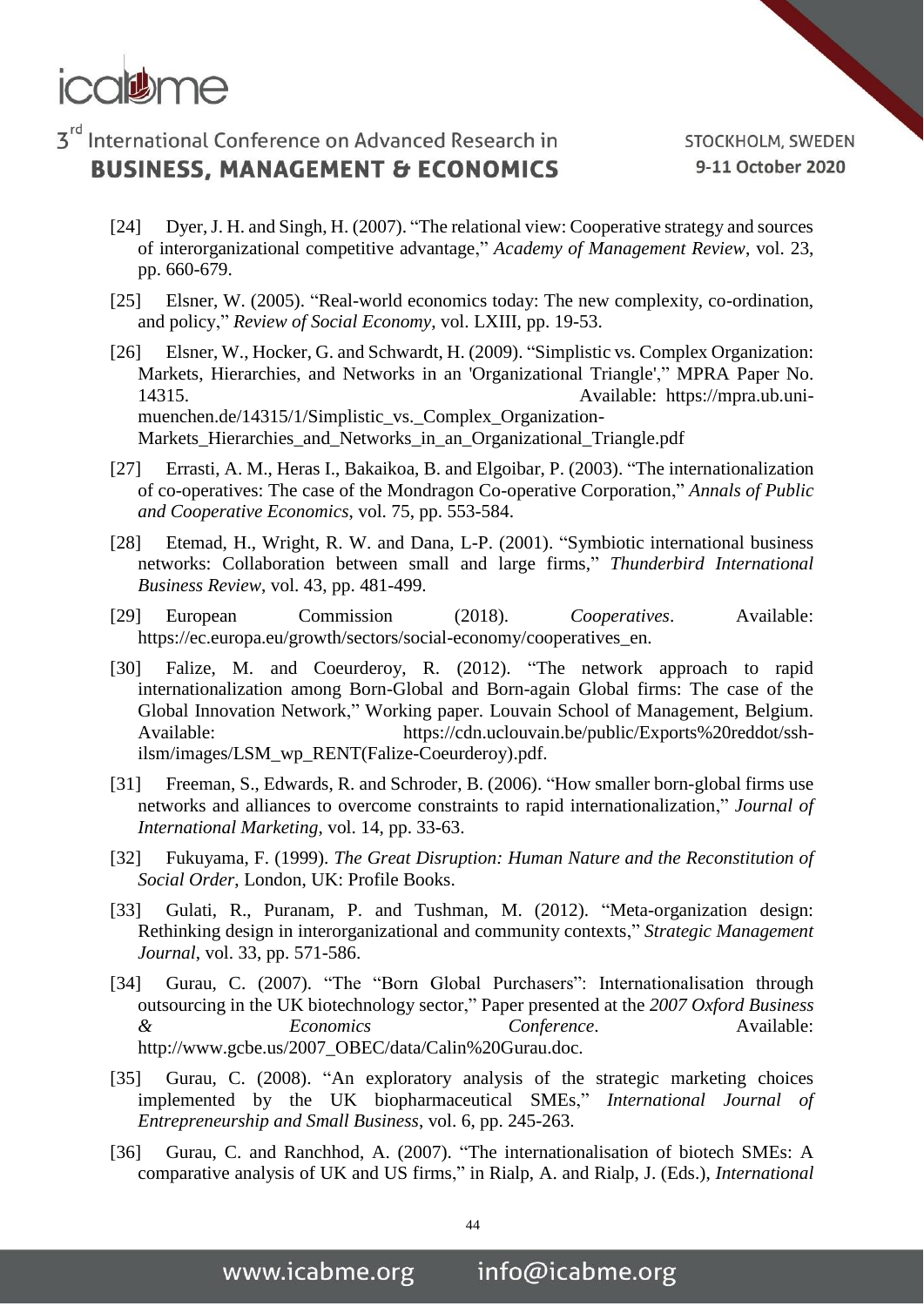[24] Dyer, J. H. and Singh, H. (2007). “The relational view: Cooperative strategy and sources of interorganizational competitive advantage,” *Academy of Management Review*, vol. 23, pp. 660-679.

[25] Elsner, W. (2005). “Real-world economics today: The new complexity, co-ordination, and policy,” *Review of Social Economy*, vol. LXIII, pp. 19-53.

[26] Elsner, W., Hocker, G. and Schwardt, H. (2009). “Simplistic vs. Complex Organization: Markets, Hierarchies, and Networks in an 'Organizational Triangle',” MPRA Paper No. 14315. Available: https://mpra.ub.uni-muenchen.de/14315/1/Simplistic_vs._Complex_Organization-Markets_Hierarchies_and_Networks_in_an_Organizational_Triangle.pdf

[27] Errasti, A. M., Heras I., Bakaikoa, B. and Elgoibar, P. (2003). “The internationalization of co-operatives: The case of the Mondragon Co-operative Corporation,” *Annals of Public and Cooperative Economics*, vol. 75, pp. 553-584.

[28] Etemad, H., Wright, R. W. and Dana, L-P. (2001). “Symbiotic international business networks: Collaboration between small and large firms,” *Thunderbird International Business Review*, vol. 43, pp. 481-499.

[29] European Commission (2018). *Cooperatives*. Available: https://ec.europa.eu/growth/sectors/social-economy/cooperatives_en.

[30] Falize, M. and Coeurderoy, R. (2012). “The network approach to rapid internationalization among Born-Global and Born-again Global firms: The case of the Global Innovation Network,” Working paper. Louvain School of Management, Belgium. Available: https://cdn.uclouvain.be/public/Exports%20reddot/ssh-ilsm/images/LSM_wp_RENT(Falize-Coeurderoy).pdf.

[31] Freeman, S., Edwards, R. and Schroder, B. (2006). “How smaller born-global firms use networks and alliances to overcome constraints to rapid internationalization,” *Journal of International Marketing*, vol. 14, pp. 33-63.

[32] Fukuyama, F. (1999). *The Great Disruption: Human Nature and the Reconstitution of Social Order*, London, UK: Profile Books.

[33] Gulati, R., Puranam, P. and Tushman, M. (2012). “Meta-organization design: Rethinking design in interorganizational and community contexts,” *Strategic Management Journal*, vol. 33, pp. 571-586.

[34] Gurau, C. (2007). “The “Born Global Purchasers”: Internationalisation through outsourcing in the UK biotechnology sector,” Paper presented at the *2007 Oxford Business & Economics Conference*. Available: http://www.gcbe.us/2007_OBEC/data/Calin%20Gurau.doc.

[35] Gurau, C. (2008). “An exploratory analysis of the strategic marketing choices implemented by the UK biopharmaceutical SMEs,” *International Journal of Entrepreneurship and Small Business*, vol. 6, pp. 245-263.

[36] Gurau, C. and Ranchhod, A. (2007). “The internationalisation of biotech SMEs: A comparative analysis of UK and US firms,” in Rialp, A. and Rialp, J. (Eds.), *International*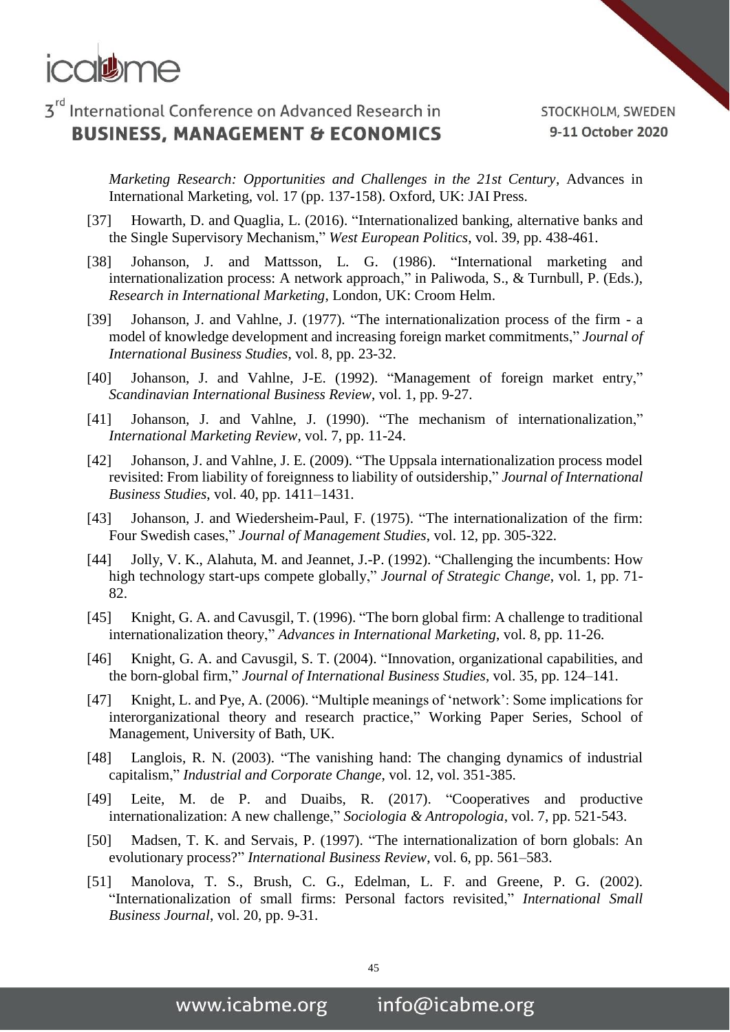*Marketing Research: Opportunities and Challenges in the 21st Century*, Advances in International Marketing, vol. 17 (pp. 137-158). Oxford, UK: JAI Press.

[37] Howarth, D. and Quaglia, L. (2016). "Internationalized banking, alternative banks and the Single Supervisory Mechanism," *West European Politics*, vol. 39, pp. 438-461.

[38] Johanson, J. and Mattsson, L. G. (1986). "International marketing and internationalization process: A network approach," in Paliwoda, S., & Turnbull, P. (Eds.), *Research in International Marketing*, London, UK: Croom Helm.

[39] Johanson, J. and Vahlne, J. (1977). "The internationalization process of the firm - a model of knowledge development and increasing foreign market commitments," *Journal of International Business Studies*, vol. 8, pp. 23-32.

[40] Johanson, J. and Vahlne, J-E. (1992). "Management of foreign market entry," *Scandinavian International Business Review*, vol. 1, pp. 9-27.

[41] Johanson, J. and Vahlne, J. (1990). "The mechanism of internationalization," *International Marketing Review*, vol. 7, pp. 11-24.

[42] Johanson, J. and Vahlne, J. E. (2009). "The Uppsala internationalization process model revisited: From liability of foreignness to liability of outsidership," *Journal of International Business Studies*, vol. 40, pp. 1411–1431.

[43] Johanson, J. and Wiedersheim-Paul, F. (1975). "The internationalization of the firm: Four Swedish cases," *Journal of Management Studies*, vol. 12, pp. 305-322.

[44] Jolly, V. K., Alahuta, M. and Jeannet, J.-P. (1992). "Challenging the incumbents: How high technology start-ups compete globally," *Journal of Strategic Change*, vol. 1, pp. 71-82.

[45] Knight, G. A. and Cavusgil, T. (1996). "The born global firm: A challenge to traditional internationalization theory," *Advances in International Marketing*, vol. 8, pp. 11-26.

[46] Knight, G. A. and Cavusgil, S. T. (2004). "Innovation, organizational capabilities, and the born-global firm," *Journal of International Business Studies*, vol. 35, pp. 124–141.

[47] Knight, L. and Pye, A. (2006). "Multiple meanings of 'network': Some implications for interorganizational theory and research practice," Working Paper Series, School of Management, University of Bath, UK.

[48] Langlois, R. N. (2003). "The vanishing hand: The changing dynamics of industrial capitalism," *Industrial and Corporate Change*, vol. 12, vol. 351-385.

[49] Leite, M. de P. and Duaibs, R. (2017). "Cooperatives and productive internationalization: A new challenge," *Sociologia & Antropologia*, vol. 7, pp. 521-543.

[50] Madsen, T. K. and Servais, P. (1997). "The internationalization of born globals: An evolutionary process?" *International Business Review*, vol. 6, pp. 561–583.

[51] Manolova, T. S., Brush, C. G., Edelman, L. F. and Greene, P. G. (2002). "Internationalization of small firms: Personal factors revisited," *International Small Business Journal*, vol. 20, pp. 9-31.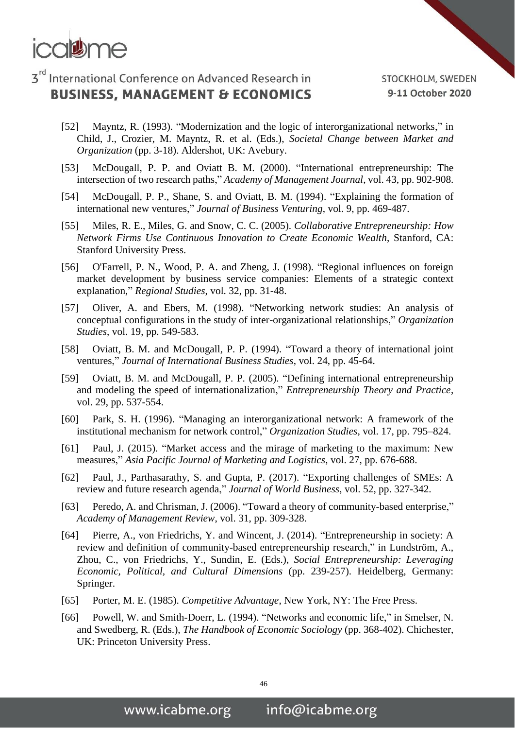[52] Mayntz, R. (1993). "Modernization and the logic of interorganizational networks," in Child, J., Crozier, M. Mayntz, R. et al. (Eds.), *Societal Change between Market and Organization* (pp. 3-18). Aldershot, UK: Avebury.

[53] McDougall, P. P. and Oviatt B. M. (2000). "International entrepreneurship: The intersection of two research paths," *Academy of Management Journal*, vol. 43, pp. 902-908.

[54] McDougall, P. P., Shane, S. and Oviatt, B. M. (1994). "Explaining the formation of international new ventures," *Journal of Business Venturing*, vol. 9, pp. 469-487.

[55] Miles, R. E., Miles, G. and Snow, C. C. (2005). *Collaborative Entrepreneurship: How Network Firms Use Continuous Innovation to Create Economic Wealth*, Stanford, CA: Stanford University Press.

[56] O'Farrell, P. N., Wood, P. A. and Zheng, J. (1998). "Regional influences on foreign market development by business service companies: Elements of a strategic context explanation," *Regional Studies*, vol. 32, pp. 31-48.

[57] Oliver, A. and Ebers, M. (1998). "Networking network studies: An analysis of conceptual configurations in the study of inter-organizational relationships," *Organization Studies*, vol. 19, pp. 549-583.

[58] Oviatt, B. M. and McDougall, P. P. (1994). "Toward a theory of international joint ventures," *Journal of International Business Studies*, vol. 24, pp. 45-64.

[59] Oviatt, B. M. and McDougall, P. P. (2005). "Defining international entrepreneurship and modeling the speed of internationalization," *Entrepreneurship Theory and Practice*, vol. 29, pp. 537-554.

[60] Park, S. H. (1996). "Managing an interorganizational network: A framework of the institutional mechanism for network control," *Organization Studies*, vol. 17, pp. 795–824.

[61] Paul, J. (2015). "Market access and the mirage of marketing to the maximum: New measures," *Asia Pacific Journal of Marketing and Logistics*, vol. 27, pp. 676-688.

[62] Paul, J., Parthasarathy, S. and Gupta, P. (2017). "Exporting challenges of SMEs: A review and future research agenda," *Journal of World Business*, vol. 52, pp. 327-342.

[63] Peredo, A. and Chrisman, J. (2006). "Toward a theory of community-based enterprise," *Academy of Management Review*, vol. 31, pp. 309-328.

[64] Pierre, A., von Friedrichs, Y. and Wincent, J. (2014). "Entrepreneurship in society: A review and definition of community-based entrepreneurship research," in Lundström, A., Zhou, C., von Friedrichs, Y., Sundin, E. (Eds.), *Social Entrepreneurship: Leveraging Economic, Political, and Cultural Dimensions* (pp. 239-257). Heidelberg, Germany: Springer.

[65] Porter, M. E. (1985). *Competitive Advantage*, New York, NY: The Free Press.

[66] Powell, W. and Smith-Doerr, L. (1994). "Networks and economic life," in Smelser, N. and Swedberg, R. (Eds.), *The Handbook of Economic Sociology* (pp. 368-402). Chichester, UK: Princeton University Press.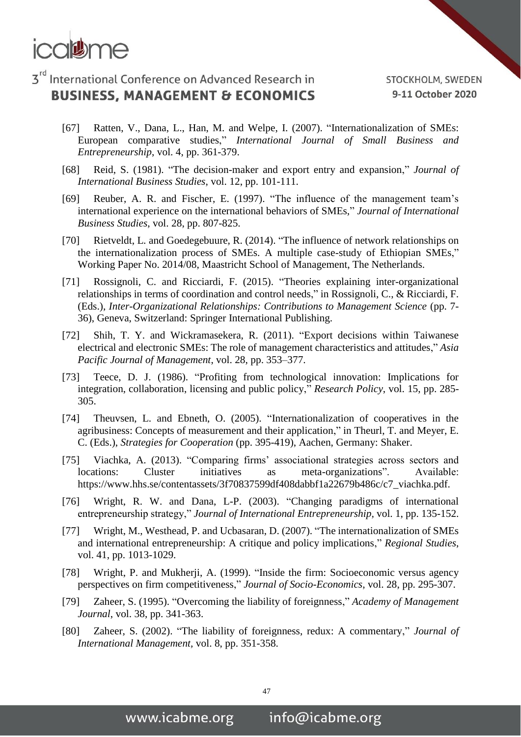[67] Ratten, V., Dana, L., Han, M. and Welpe, I. (2007). "Internationalization of SMEs: European comparative studies," *International Journal of Small Business and Entrepreneurship*, vol. 4, pp. 361-379.

[68] Reid, S. (1981). "The decision-maker and export entry and expansion," *Journal of International Business Studies*, vol. 12, pp. 101-111.

[69] Reuber, A. R. and Fischer, E. (1997). "The influence of the management team's international experience on the international behaviors of SMEs," *Journal of International Business Studies*, vol. 28, pp. 807-825.

[70] Rietveldt, L. and Goedegebuure, R. (2014). "The influence of network relationships on the internationalization process of SMEs. A multiple case-study of Ethiopian SMEs," Working Paper No. 2014/08, Maastricht School of Management, The Netherlands.

[71] Rossignoli, C. and Ricciardi, F. (2015). "Theories explaining inter-organizational relationships in terms of coordination and control needs," in Rossignoli, C., & Ricciardi, F. (Eds.), *Inter-Organizational Relationships: Contributions to Management Science* (pp. 7-36), Geneva, Switzerland: Springer International Publishing.

[72] Shih, T. Y. and Wickramasekera, R. (2011). "Export decisions within Taiwanese electrical and electronic SMEs: The role of management characteristics and attitudes," *Asia Pacific Journal of Management*, vol. 28, pp. 353–377.

[73] Teece, D. J. (1986). "Profiting from technological innovation: Implications for integration, collaboration, licensing and public policy," *Research Policy*, vol. 15, pp. 285-305.

[74] Theuvsen, L. and Ebneth, O. (2005). "Internationalization of cooperatives in the agribusiness: Concepts of measurement and their application," in Theurl, T. and Meyer, E. C. (Eds.), *Strategies for Cooperation* (pp. 395-419), Aachen, Germany: Shaker.

[75] Viachka, A. (2013). "Comparing firms' associational strategies across sectors and locations: Cluster initiatives as meta-organizations". Available: https://www.hhs.se/contentassets/3f70837599df408dabbf1a22679b486c/c7_viachka.pdf.

[76] Wright, R. W. and Dana, L-P. (2003). "Changing paradigms of international entrepreneurship strategy," *Journal of International Entrepreneurship*, vol. 1, pp. 135-152.

[77] Wright, M., Westhead, P. and Ucbasaran, D. (2007). "The internationalization of SMEs and international entrepreneurship: A critique and policy implications," *Regional Studies*, vol. 41, pp. 1013-1029.

[78] Wright, P. and Mukherji, A. (1999). "Inside the firm: Socioeconomic versus agency perspectives on firm competitiveness," *Journal of Socio-Economics*, vol. 28, pp. 295-307.

[79] Zaheer, S. (1995). "Overcoming the liability of foreignness," *Academy of Management Journal*, vol. 38, pp. 341-363.

[80] Zaheer, S. (2002). "The liability of foreignness, redux: A commentary," *Journal of International Management*, vol. 8, pp. 351-358.